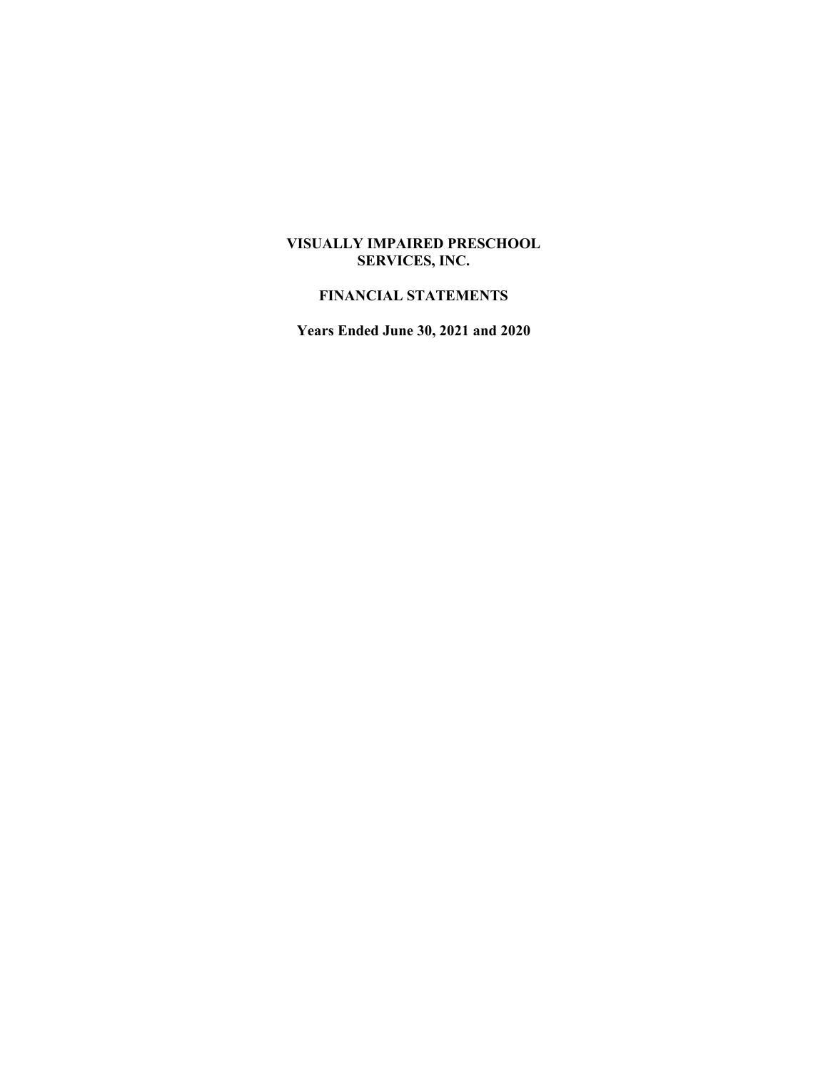# VISUALLY IMPAIRED PRESCHOOL SERVICES, INC.

## FINANCIAL STATEMENTS

### Years Ended June 30, 2021 and 2020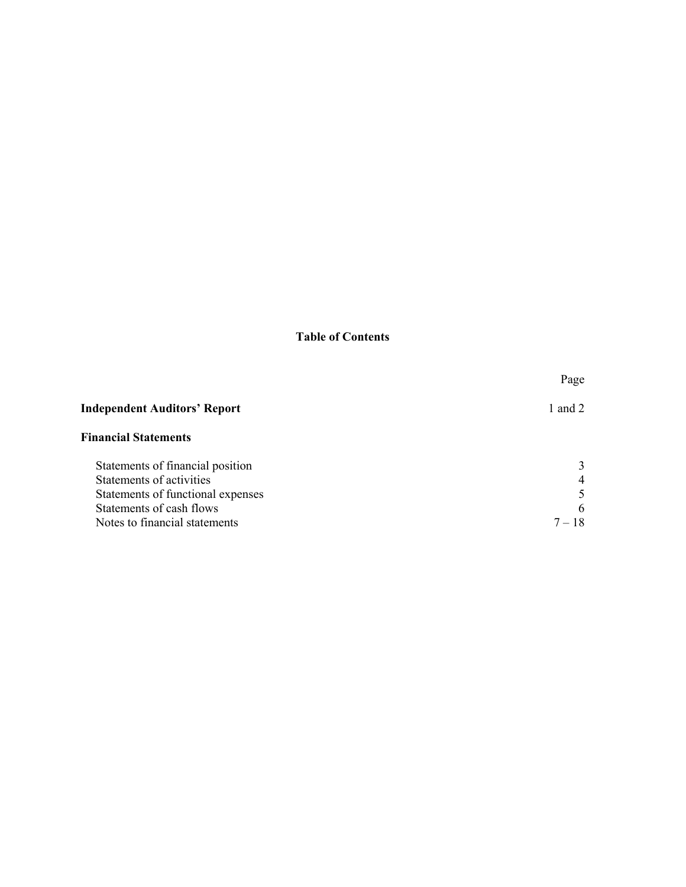# Table of Contents

| | Page |
|---|---|
| **Independent Auditors' Report** | 1 and 2 |
| **Financial Statements** | |
| Statements of financial position | 3 |
| Statements of activities | 4 |
| Statements of functional expenses | 5 |
| Statements of cash flows | 6 |
| Notes to financial statements | 7 – 18 |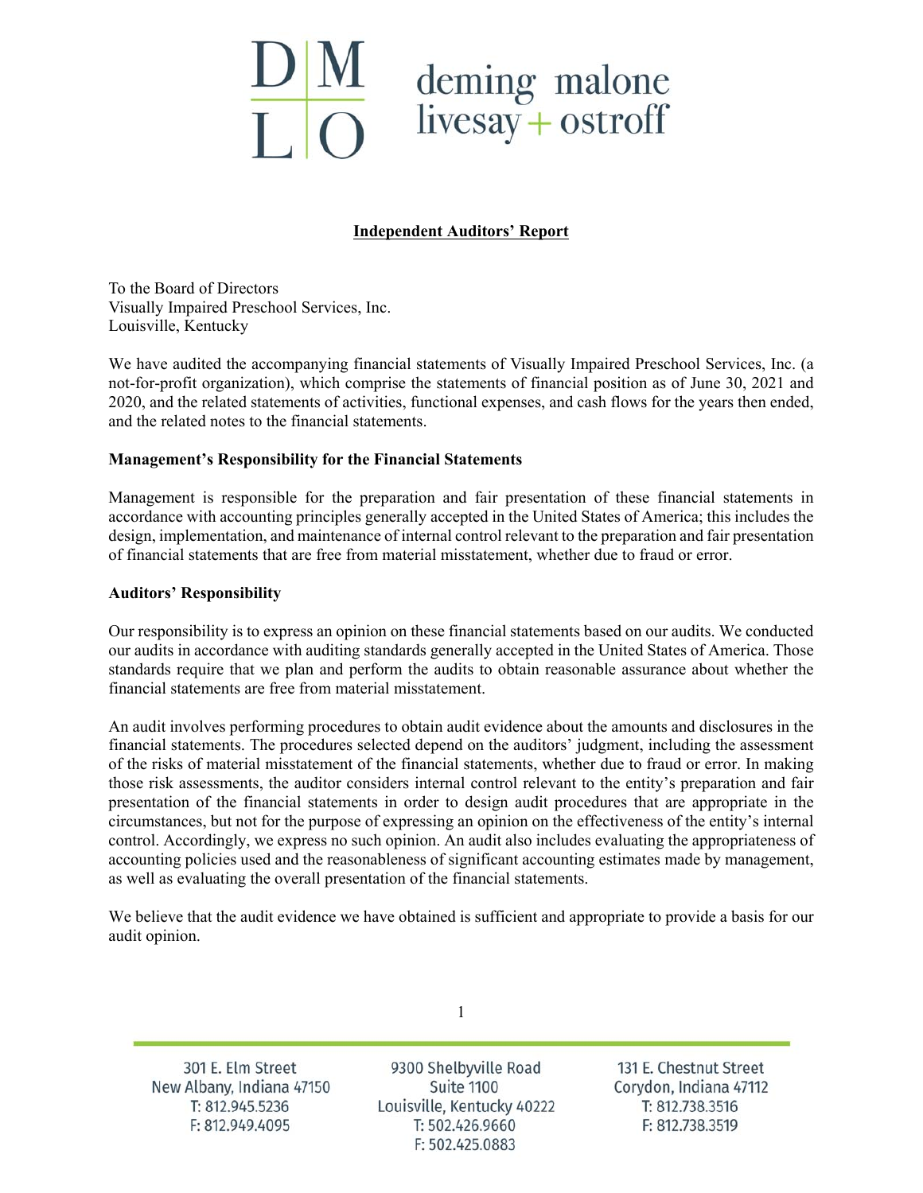**Independent Auditors' Report**

To the Board of Directors
Visually Impaired Preschool Services, Inc.
Louisville, Kentucky

We have audited the accompanying financial statements of Visually Impaired Preschool Services, Inc. (a not-for-profit organization), which comprise the statements of financial position as of June 30, 2021 and 2020, and the related statements of activities, functional expenses, and cash flows for the years then ended, and the related notes to the financial statements.

**Management's Responsibility for the Financial Statements**

Management is responsible for the preparation and fair presentation of these financial statements in accordance with accounting principles generally accepted in the United States of America; this includes the design, implementation, and maintenance of internal control relevant to the preparation and fair presentation of financial statements that are free from material misstatement, whether due to fraud or error.

**Auditors' Responsibility**

Our responsibility is to express an opinion on these financial statements based on our audits. We conducted our audits in accordance with auditing standards generally accepted in the United States of America. Those standards require that we plan and perform the audits to obtain reasonable assurance about whether the financial statements are free from material misstatement.

An audit involves performing procedures to obtain audit evidence about the amounts and disclosures in the financial statements. The procedures selected depend on the auditors' judgment, including the assessment of the risks of material misstatement of the financial statements, whether due to fraud or error. In making those risk assessments, the auditor considers internal control relevant to the entity's preparation and fair presentation of the financial statements in order to design audit procedures that are appropriate in the circumstances, but not for the purpose of expressing an opinion on the effectiveness of the entity's internal control. Accordingly, we express no such opinion. An audit also includes evaluating the appropriateness of accounting policies used and the reasonableness of significant accounting estimates made by management, as well as evaluating the overall presentation of the financial statements.

We believe that the audit evidence we have obtained is sufficient and appropriate to provide a basis for our audit opinion.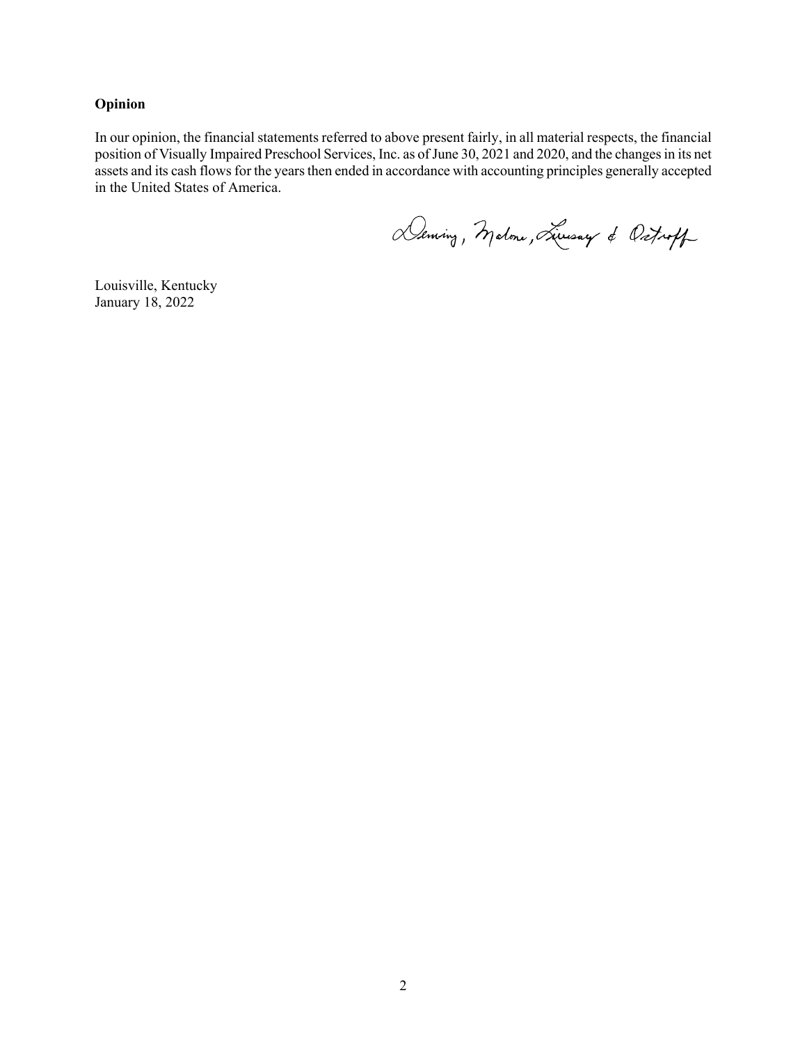**Opinion**

In our opinion, the financial statements referred to above present fairly, in all material respects, the financial position of Visually Impaired Preschool Services, Inc. as of June 30, 2021 and 2020, and the changes in its net assets and its cash flows for the years then ended in accordance with accounting principles generally accepted in the United States of America.

Deming, Malone, Livesay & Ostroff

Louisville, Kentucky
January 18, 2022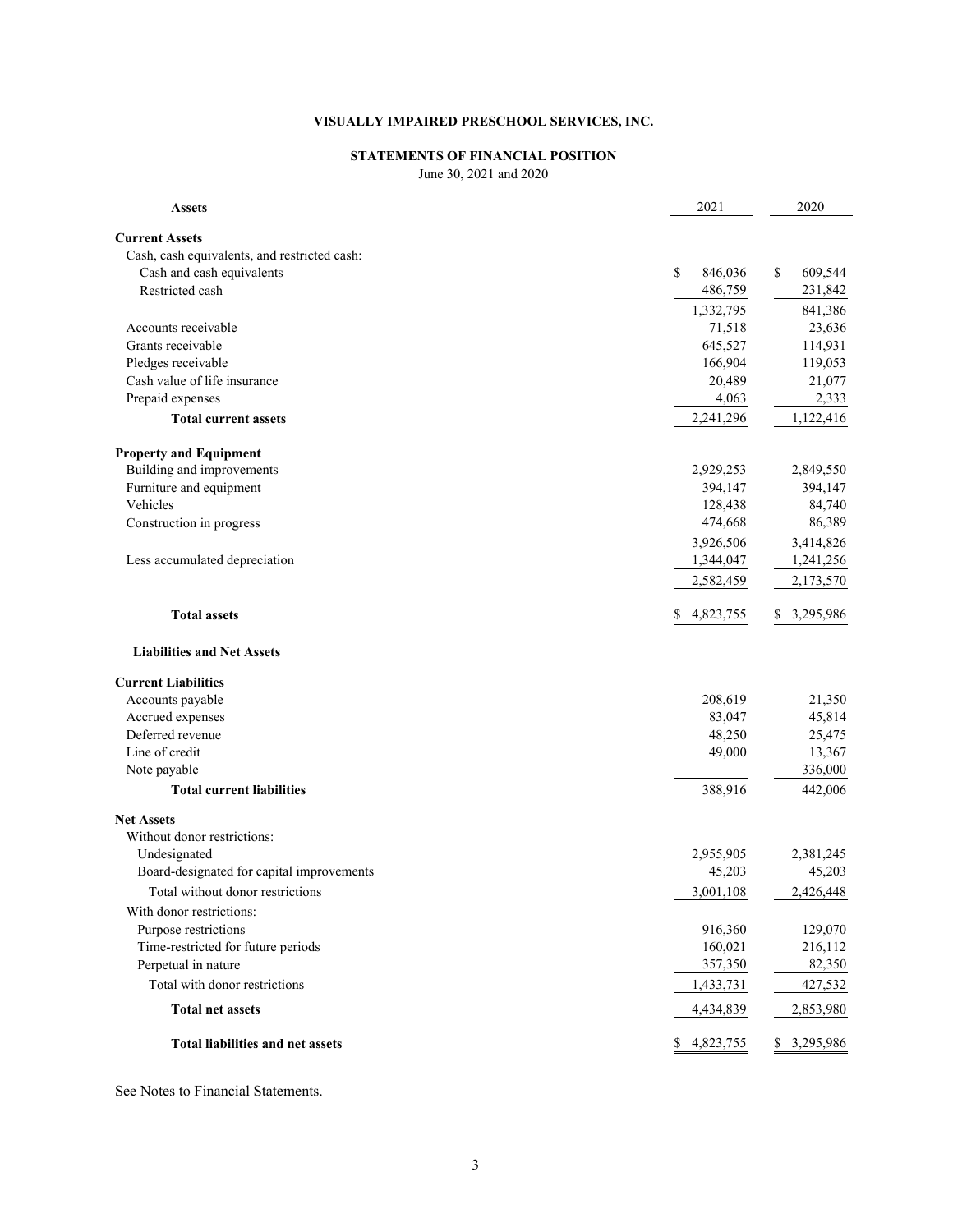**VISUALLY IMPAIRED PRESCHOOL SERVICES, INC.**

**STATEMENTS OF FINANCIAL POSITION**

June 30, 2021 and 2020

| **Assets** | 2021 | 2020 |
|---|---|---|
| **Current Assets** | | |
| Cash, cash equivalents, and restricted cash: | | |
| Cash and cash equivalents | $ 846,036 | $ 609,544 |
| Restricted cash | 486,759 | 231,842 |
| | 1,332,795 | 841,386 |
| Accounts receivable | 71,518 | 23,636 |
| Grants receivable | 645,527 | 114,931 |
| Pledges receivable | 166,904 | 119,053 |
| Cash value of life insurance | 20,489 | 21,077 |
| Prepaid expenses | 4,063 | 2,333 |
| **Total current assets** | 2,241,296 | 1,122,416 |
| **Property and Equipment** | | |
| Building and improvements | 2,929,253 | 2,849,550 |
| Furniture and equipment | 394,147 | 394,147 |
| Vehicles | 128,438 | 84,740 |
| Construction in progress | 474,668 | 86,389 |
| | 3,926,506 | 3,414,826 |
| Less accumulated depreciation | 1,344,047 | 1,241,256 |
| | 2,582,459 | 2,173,570 |
| **Total assets** | $ 4,823,755 | $ 3,295,986 |
| **Liabilities and Net Assets** | | |
| **Current Liabilities** | | |
| Accounts payable | 208,619 | 21,350 |
| Accrued expenses | 83,047 | 45,814 |
| Deferred revenue | 48,250 | 25,475 |
| Line of credit | 49,000 | 13,367 |
| Note payable | | 336,000 |
| **Total current liabilities** | 388,916 | 442,006 |
| **Net Assets** | | |
| Without donor restrictions: | | |
| Undesignated | 2,955,905 | 2,381,245 |
| Board-designated for capital improvements | 45,203 | 45,203 |
| Total without donor restrictions | 3,001,108 | 2,426,448 |
| With donor restrictions: | | |
| Purpose restrictions | 916,360 | 129,070 |
| Time-restricted for future periods | 160,021 | 216,112 |
| Perpetual in nature | 357,350 | 82,350 |
| Total with donor restrictions | 1,433,731 | 427,532 |
| **Total net assets** | 4,434,839 | 2,853,980 |
| **Total liabilities and net assets** | $ 4,823,755 | $ 3,295,986 |

See Notes to Financial Statements.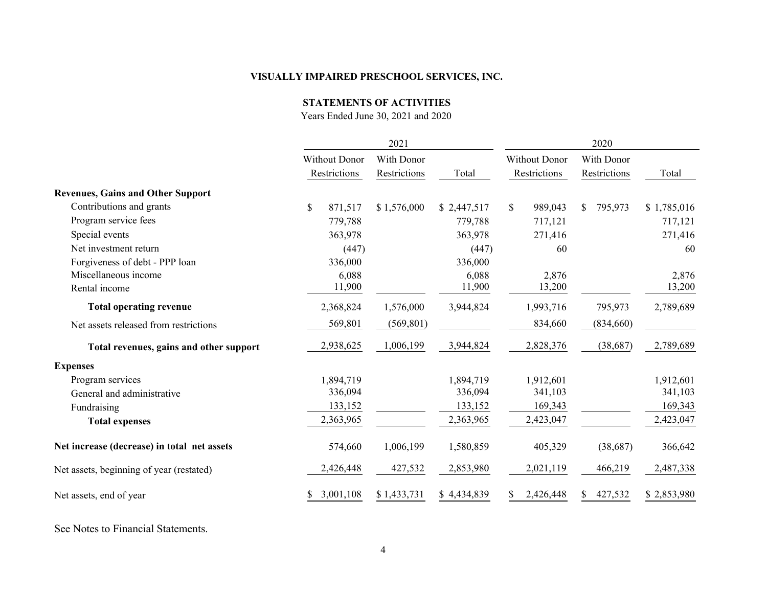**VISUALLY IMPAIRED PRESCHOOL SERVICES, INC.**

**STATEMENTS OF ACTIVITIES**

Years Ended June 30, 2021 and 2020

| | 2021 | | | 2020 | | |
|---|---|---|---|---|---|---|
| | Without Donor Restrictions | With Donor Restrictions | Total | Without Donor Restrictions | With Donor Restrictions | Total |
| **Revenues, Gains and Other Support** | | | | | | |
| Contributions and grants | $ 871,517 | $ 1,576,000 | $ 2,447,517 | $ 989,043 | $ 795,973 | $ 1,785,016 |
| Program service fees | 779,788 | | 779,788 | 717,121 | | 717,121 |
| Special events | 363,978 | | 363,978 | 271,416 | | 271,416 |
| Net investment return | (447) | | (447) | 60 | | 60 |
| Forgiveness of debt - PPP loan | 336,000 | | 336,000 | | | |
| Miscellaneous income | 6,088 | | 6,088 | 2,876 | | 2,876 |
| Rental income | 11,900 | | 11,900 | 13,200 | | 13,200 |
| **Total operating revenue** | 2,368,824 | 1,576,000 | 3,944,824 | 1,993,716 | 795,973 | 2,789,689 |
| Net assets released from restrictions | 569,801 | (569,801) | | 834,660 | (834,660) | |
| **Total revenues, gains and other support** | 2,938,625 | 1,006,199 | 3,944,824 | 2,828,376 | (38,687) | 2,789,689 |
| **Expenses** | | | | | | |
| Program services | 1,894,719 | | 1,894,719 | 1,912,601 | | 1,912,601 |
| General and administrative | 336,094 | | 336,094 | 341,103 | | 341,103 |
| Fundraising | 133,152 | | 133,152 | 169,343 | | 169,343 |
| **Total expenses** | 2,363,965 | | 2,363,965 | 2,423,047 | | 2,423,047 |
| **Net increase (decrease) in total net assets** | 574,660 | 1,006,199 | 1,580,859 | 405,329 | (38,687) | 366,642 |
| Net assets, beginning of year (restated) | 2,426,448 | 427,532 | 2,853,980 | 2,021,119 | 466,219 | 2,487,338 |
| Net assets, end of year | $ 3,001,108 | $ 1,433,731 | $ 4,434,839 | $ 2,426,448 | $ 427,532 | $ 2,853,980 |

See Notes to Financial Statements.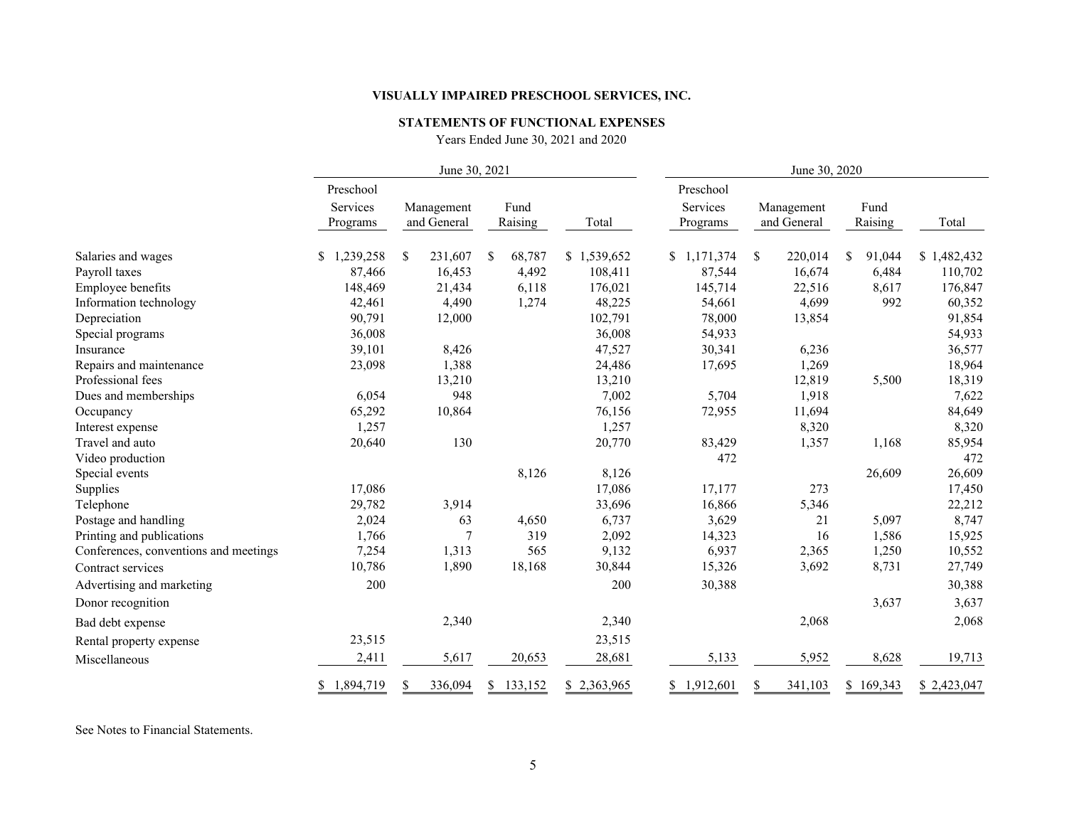**VISUALLY IMPAIRED PRESCHOOL SERVICES, INC.**

**STATEMENTS OF FUNCTIONAL EXPENSES**

Years Ended June 30, 2021 and 2020

| | June 30, 2021 | | | | June 30, 2020 | | | |
|---|---|---|---|---|---|---|---|---|
| | Preschool Services Programs | Management and General | Fund Raising | Total | Preschool Services Programs | Management and General | Fund Raising | Total |
| Salaries and wages | $ 1,239,258 | $ 231,607 | $ 68,787 | $ 1,539,652 | $ 1,171,374 | $ 220,014 | $ 91,044 | $ 1,482,432 |
| Payroll taxes | 87,466 | 16,453 | 4,492 | 108,411 | 87,544 | 16,674 | 6,484 | 110,702 |
| Employee benefits | 148,469 | 21,434 | 6,118 | 176,021 | 145,714 | 22,516 | 8,617 | 176,847 |
| Information technology | 42,461 | 4,490 | 1,274 | 48,225 | 54,661 | 4,699 | 992 | 60,352 |
| Depreciation | 90,791 | 12,000 | | 102,791 | 78,000 | 13,854 | | 91,854 |
| Special programs | 36,008 | | | 36,008 | 54,933 | | | 54,933 |
| Insurance | 39,101 | 8,426 | | 47,527 | 30,341 | 6,236 | | 36,577 |
| Repairs and maintenance | 23,098 | 1,388 | | 24,486 | 17,695 | 1,269 | | 18,964 |
| Professional fees | | 13,210 | | 13,210 | | 12,819 | 5,500 | 18,319 |
| Dues and memberships | 6,054 | 948 | | 7,002 | 5,704 | 1,918 | | 7,622 |
| Occupancy | 65,292 | 10,864 | | 76,156 | 72,955 | 11,694 | | 84,649 |
| Interest expense | 1,257 | | | 1,257 | | 8,320 | | 8,320 |
| Travel and auto | 20,640 | 130 | | 20,770 | 83,429 | 1,357 | 1,168 | 85,954 |
| Video production | | | | | 472 | | | 472 |
| Special events | | | 8,126 | 8,126 | | | 26,609 | 26,609 |
| Supplies | 17,086 | | | 17,086 | 17,177 | 273 | | 17,450 |
| Telephone | 29,782 | 3,914 | | 33,696 | 16,866 | 5,346 | | 22,212 |
| Postage and handling | 2,024 | 63 | 4,650 | 6,737 | 3,629 | 21 | 5,097 | 8,747 |
| Printing and publications | 1,766 | 7 | 319 | 2,092 | 14,323 | 16 | 1,586 | 15,925 |
| Conferences, conventions and meetings | 7,254 | 1,313 | 565 | 9,132 | 6,937 | 2,365 | 1,250 | 10,552 |
| Contract services | 10,786 | 1,890 | 18,168 | 30,844 | 15,326 | 3,692 | 8,731 | 27,749 |
| Advertising and marketing | 200 | | | 200 | 30,388 | | | 30,388 |
| Donor recognition | | | | | | | 3,637 | 3,637 |
| Bad debt expense | | 2,340 | | 2,340 | | 2,068 | | 2,068 |
| Rental property expense | 23,515 | | | 23,515 | | | | |
| Miscellaneous | 2,411 | 5,617 | 20,653 | 28,681 | 5,133 | 5,952 | 8,628 | 19,713 |
| | $ 1,894,719 | $ 336,094 | $ 133,152 | $ 2,363,965 | $ 1,912,601 | $ 341,103 | $ 169,343 | $ 2,423,047 |

See Notes to Financial Statements.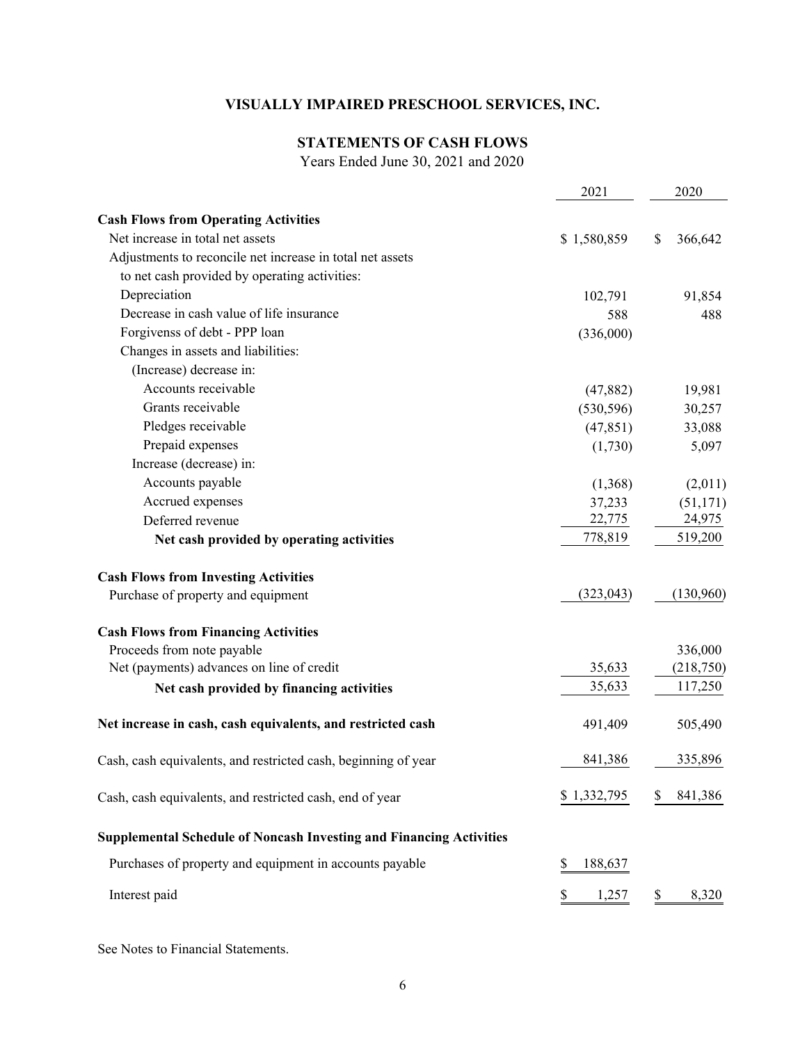# VISUALLY IMPAIRED PRESCHOOL SERVICES, INC.

## STATEMENTS OF CASH FLOWS

Years Ended June 30, 2021 and 2020

| | 2021 | 2020 |
|---|---|---|
| **Cash Flows from Operating Activities** | | |
| Net increase in total net assets | $ 1,580,859 | $ 366,642 |
| Adjustments to reconcile net increase in total net assets to net cash provided by operating activities: | | |
| Depreciation | 102,791 | 91,854 |
| Decrease in cash value of life insurance | 588 | 488 |
| Forgivenss of debt - PPP loan | (336,000) | |
| Changes in assets and liabilities: | | |
| (Increase) decrease in: | | |
| Accounts receivable | (47,882) | 19,981 |
| Grants receivable | (530,596) | 30,257 |
| Pledges receivable | (47,851) | 33,088 |
| Prepaid expenses | (1,730) | 5,097 |
| Increase (decrease) in: | | |
| Accounts payable | (1,368) | (2,011) |
| Accrued expenses | 37,233 | (51,171) |
| Deferred revenue | 22,775 | 24,975 |
| **Net cash provided by operating activities** | 778,819 | 519,200 |
| **Cash Flows from Investing Activities** | | |
| Purchase of property and equipment | (323,043) | (130,960) |
| **Cash Flows from Financing Activities** | | |
| Proceeds from note payable | | 336,000 |
| Net (payments) advances on line of credit | 35,633 | (218,750) |
| **Net cash provided by financing activities** | 35,633 | 117,250 |
| **Net increase in cash, cash equivalents, and restricted cash** | 491,409 | 505,490 |
| Cash, cash equivalents, and restricted cash, beginning of year | 841,386 | 335,896 |
| Cash, cash equivalents, and restricted cash, end of year | $ 1,332,795 | $ 841,386 |
| **Supplemental Schedule of Noncash Investing and Financing Activities** | | |
| Purchases of property and equipment in accounts payable | $ 188,637 | |
| Interest paid | $ 1,257 | $ 8,320 |

See Notes to Financial Statements.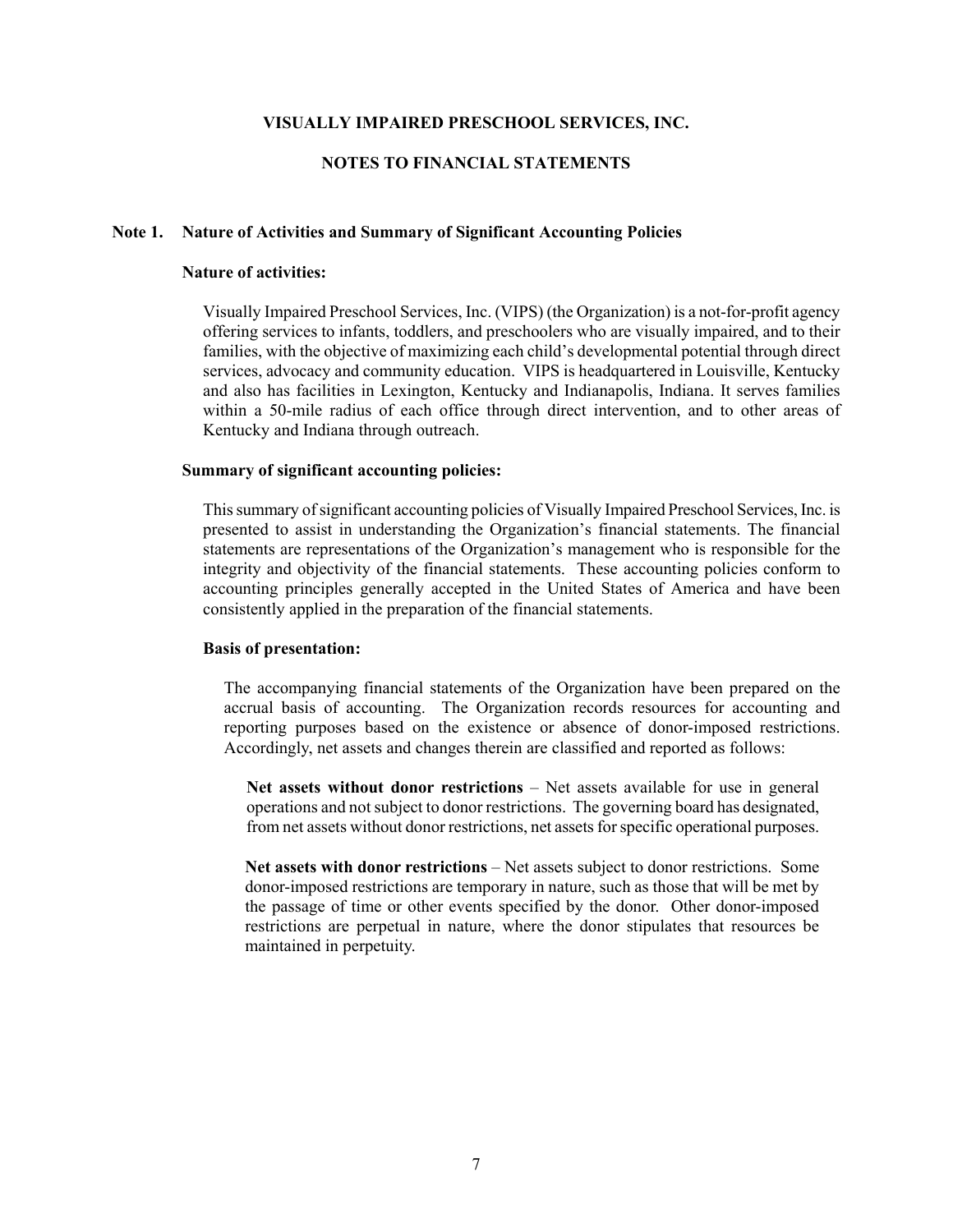# VISUALLY IMPAIRED PRESCHOOL SERVICES, INC.

## NOTES TO FINANCIAL STATEMENTS

### Note 1. Nature of Activities and Summary of Significant Accounting Policies

**Nature of activities:**

Visually Impaired Preschool Services, Inc. (VIPS) (the Organization) is a not-for-profit agency offering services to infants, toddlers, and preschoolers who are visually impaired, and to their families, with the objective of maximizing each child's developmental potential through direct services, advocacy and community education. VIPS is headquartered in Louisville, Kentucky and also has facilities in Lexington, Kentucky and Indianapolis, Indiana. It serves families within a 50-mile radius of each office through direct intervention, and to other areas of Kentucky and Indiana through outreach.

**Summary of significant accounting policies:**

This summary of significant accounting policies of Visually Impaired Preschool Services, Inc. is presented to assist in understanding the Organization's financial statements. The financial statements are representations of the Organization's management who is responsible for the integrity and objectivity of the financial statements. These accounting policies conform to accounting principles generally accepted in the United States of America and have been consistently applied in the preparation of the financial statements.

**Basis of presentation:**

The accompanying financial statements of the Organization have been prepared on the accrual basis of accounting. The Organization records resources for accounting and reporting purposes based on the existence or absence of donor-imposed restrictions. Accordingly, net assets and changes therein are classified and reported as follows:

**Net assets without donor restrictions** – Net assets available for use in general operations and not subject to donor restrictions. The governing board has designated, from net assets without donor restrictions, net assets for specific operational purposes.

**Net assets with donor restrictions** – Net assets subject to donor restrictions. Some donor-imposed restrictions are temporary in nature, such as those that will be met by the passage of time or other events specified by the donor. Other donor-imposed restrictions are perpetual in nature, where the donor stipulates that resources be maintained in perpetuity.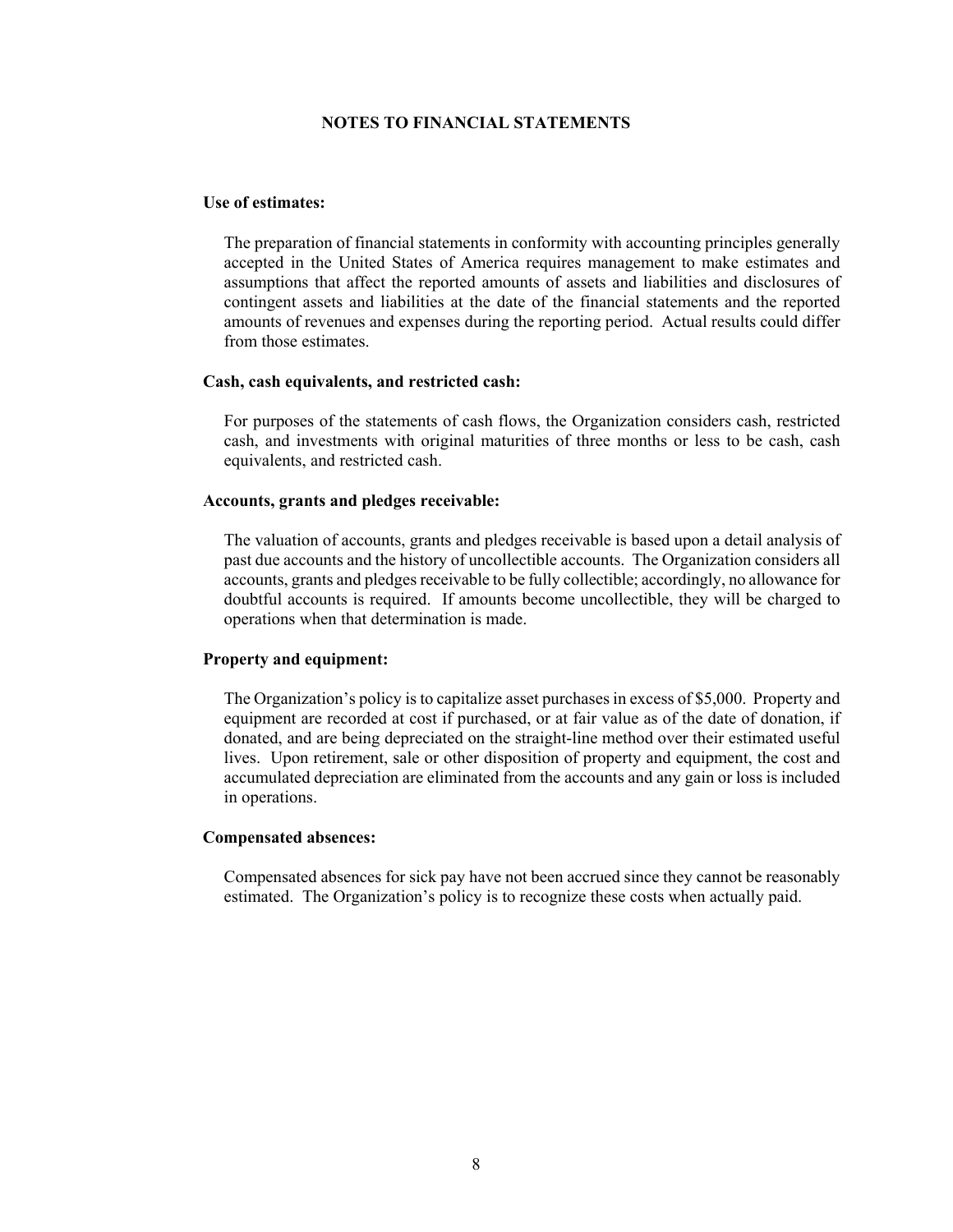# NOTES TO FINANCIAL STATEMENTS

**Use of estimates:**

The preparation of financial statements in conformity with accounting principles generally accepted in the United States of America requires management to make estimates and assumptions that affect the reported amounts of assets and liabilities and disclosures of contingent assets and liabilities at the date of the financial statements and the reported amounts of revenues and expenses during the reporting period. Actual results could differ from those estimates.

**Cash, cash equivalents, and restricted cash:**

For purposes of the statements of cash flows, the Organization considers cash, restricted cash, and investments with original maturities of three months or less to be cash, cash equivalents, and restricted cash.

**Accounts, grants and pledges receivable:**

The valuation of accounts, grants and pledges receivable is based upon a detail analysis of past due accounts and the history of uncollectible accounts. The Organization considers all accounts, grants and pledges receivable to be fully collectible; accordingly, no allowance for doubtful accounts is required. If amounts become uncollectible, they will be charged to operations when that determination is made.

**Property and equipment:**

The Organization's policy is to capitalize asset purchases in excess of $5,000. Property and equipment are recorded at cost if purchased, or at fair value as of the date of donation, if donated, and are being depreciated on the straight-line method over their estimated useful lives. Upon retirement, sale or other disposition of property and equipment, the cost and accumulated depreciation are eliminated from the accounts and any gain or loss is included in operations.

**Compensated absences:**

Compensated absences for sick pay have not been accrued since they cannot be reasonably estimated. The Organization's policy is to recognize these costs when actually paid.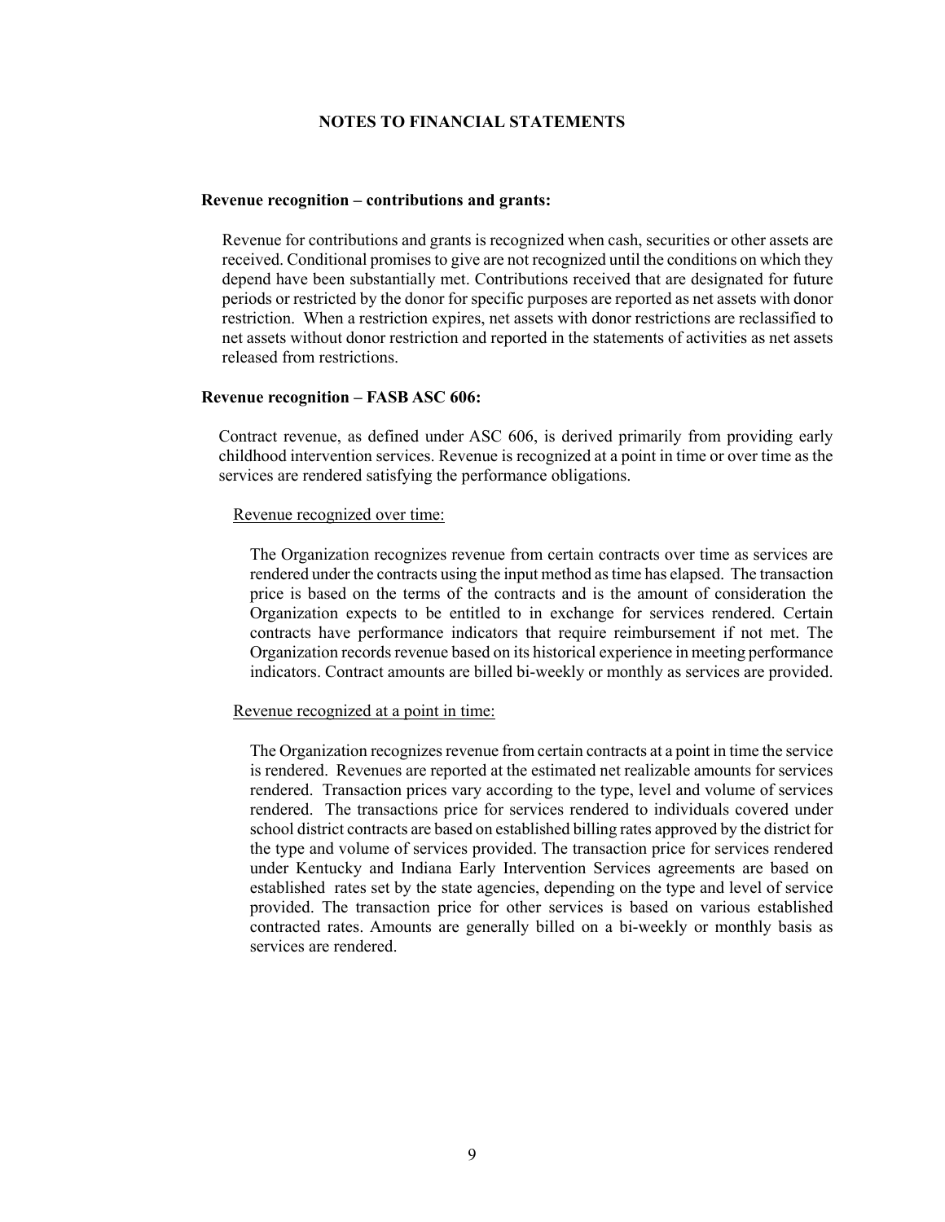## NOTES TO FINANCIAL STATEMENTS

**Revenue recognition – contributions and grants:**

Revenue for contributions and grants is recognized when cash, securities or other assets are received. Conditional promises to give are not recognized until the conditions on which they depend have been substantially met. Contributions received that are designated for future periods or restricted by the donor for specific purposes are reported as net assets with donor restriction. When a restriction expires, net assets with donor restrictions are reclassified to net assets without donor restriction and reported in the statements of activities as net assets released from restrictions.

**Revenue recognition – FASB ASC 606:**

Contract revenue, as defined under ASC 606, is derived primarily from providing early childhood intervention services. Revenue is recognized at a point in time or over time as the services are rendered satisfying the performance obligations.

Revenue recognized over time:

The Organization recognizes revenue from certain contracts over time as services are rendered under the contracts using the input method as time has elapsed. The transaction price is based on the terms of the contracts and is the amount of consideration the Organization expects to be entitled to in exchange for services rendered. Certain contracts have performance indicators that require reimbursement if not met. The Organization records revenue based on its historical experience in meeting performance indicators. Contract amounts are billed bi-weekly or monthly as services are provided.

Revenue recognized at a point in time:

The Organization recognizes revenue from certain contracts at a point in time the service is rendered. Revenues are reported at the estimated net realizable amounts for services rendered. Transaction prices vary according to the type, level and volume of services rendered. The transactions price for services rendered to individuals covered under school district contracts are based on established billing rates approved by the district for the type and volume of services provided. The transaction price for services rendered under Kentucky and Indiana Early Intervention Services agreements are based on established rates set by the state agencies, depending on the type and level of service provided. The transaction price for other services is based on various established contracted rates. Amounts are generally billed on a bi-weekly or monthly basis as services are rendered.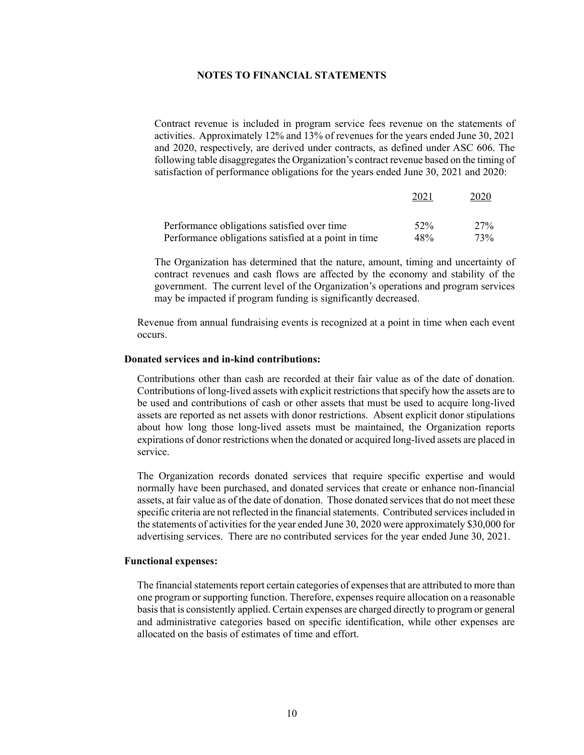# NOTES TO FINANCIAL STATEMENTS

Contract revenue is included in program service fees revenue on the statements of activities. Approximately 12% and 13% of revenues for the years ended June 30, 2021 and 2020, respectively, are derived under contracts, as defined under ASC 606. The following table disaggregates the Organization's contract revenue based on the timing of satisfaction of performance obligations for the years ended June 30, 2021 and 2020:

| | 2021 | 2020 |
|---|---|---|
| Performance obligations satisfied over time | 52% | 27% |
| Performance obligations satisfied at a point in time | 48% | 73% |

The Organization has determined that the nature, amount, timing and uncertainty of contract revenues and cash flows are affected by the economy and stability of the government. The current level of the Organization's operations and program services may be impacted if program funding is significantly decreased.

Revenue from annual fundraising events is recognized at a point in time when each event occurs.

**Donated services and in-kind contributions:**

Contributions other than cash are recorded at their fair value as of the date of donation. Contributions of long-lived assets with explicit restrictions that specify how the assets are to be used and contributions of cash or other assets that must be used to acquire long-lived assets are reported as net assets with donor restrictions. Absent explicit donor stipulations about how long those long-lived assets must be maintained, the Organization reports expirations of donor restrictions when the donated or acquired long-lived assets are placed in service.

The Organization records donated services that require specific expertise and would normally have been purchased, and donated services that create or enhance non-financial assets, at fair value as of the date of donation. Those donated services that do not meet these specific criteria are not reflected in the financial statements. Contributed services included in the statements of activities for the year ended June 30, 2020 were approximately $30,000 for advertising services. There are no contributed services for the year ended June 30, 2021.

**Functional expenses:**

The financial statements report certain categories of expenses that are attributed to more than one program or supporting function. Therefore, expenses require allocation on a reasonable basis that is consistently applied. Certain expenses are charged directly to program or general and administrative categories based on specific identification, while other expenses are allocated on the basis of estimates of time and effort.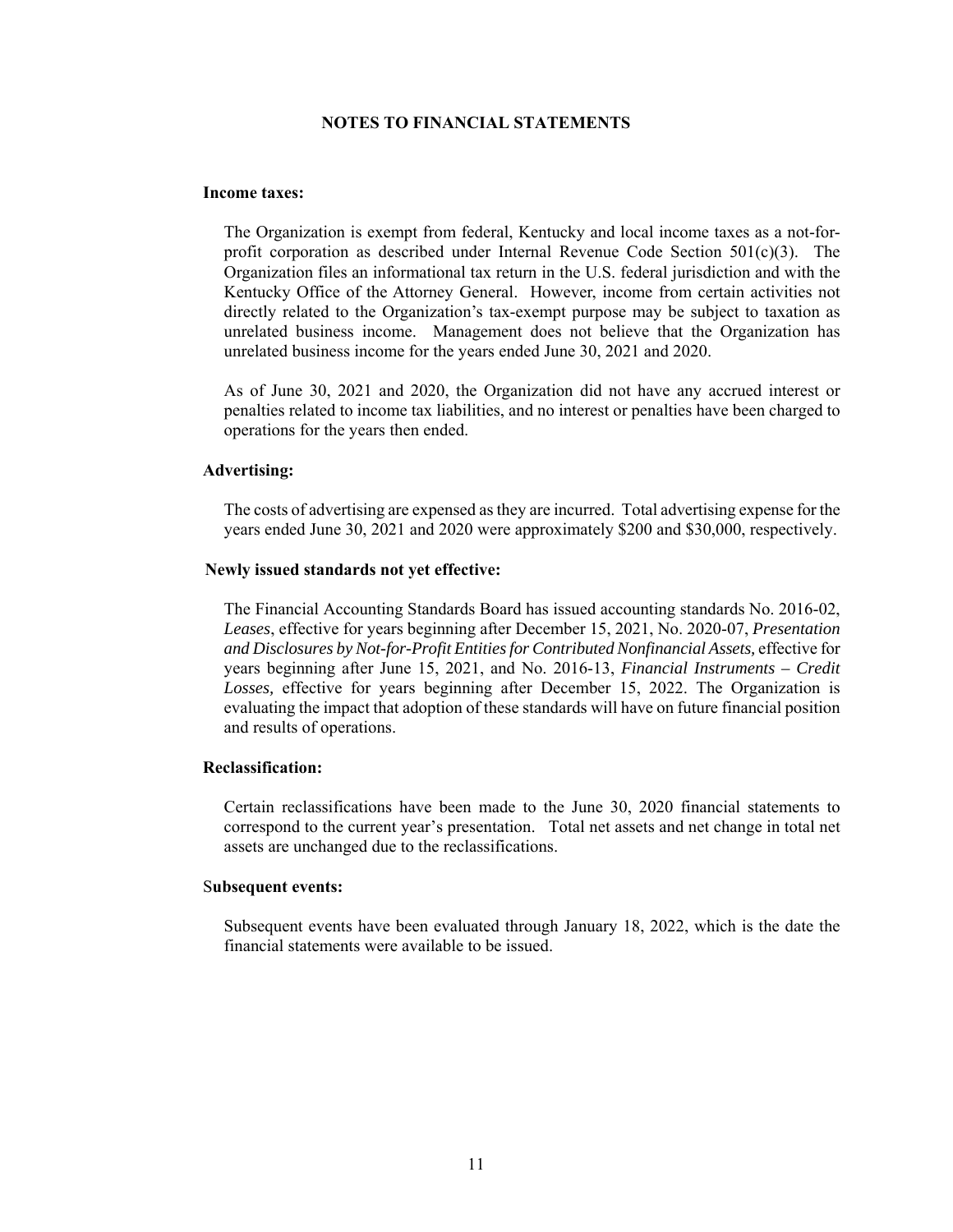## NOTES TO FINANCIAL STATEMENTS

**Income taxes:**

The Organization is exempt from federal, Kentucky and local income taxes as a not-for-profit corporation as described under Internal Revenue Code Section 501(c)(3). The Organization files an informational tax return in the U.S. federal jurisdiction and with the Kentucky Office of the Attorney General. However, income from certain activities not directly related to the Organization's tax-exempt purpose may be subject to taxation as unrelated business income. Management does not believe that the Organization has unrelated business income for the years ended June 30, 2021 and 2020.

As of June 30, 2021 and 2020, the Organization did not have any accrued interest or penalties related to income tax liabilities, and no interest or penalties have been charged to operations for the years then ended.

**Advertising:**

The costs of advertising are expensed as they are incurred. Total advertising expense for the years ended June 30, 2021 and 2020 were approximately $200 and $30,000, respectively.

**Newly issued standards not yet effective:**

The Financial Accounting Standards Board has issued accounting standards No. 2016-02, *Leases*, effective for years beginning after December 15, 2021, No. 2020-07, *Presentation and Disclosures by Not-for-Profit Entities for Contributed Nonfinancial Assets,* effective for years beginning after June 15, 2021, and No. 2016-13, *Financial Instruments – Credit Losses,* effective for years beginning after December 15, 2022. The Organization is evaluating the impact that adoption of these standards will have on future financial position and results of operations.

**Reclassification:**

Certain reclassifications have been made to the June 30, 2020 financial statements to correspond to the current year's presentation. Total net assets and net change in total net assets are unchanged due to the reclassifications.

**Subsequent events:**

Subsequent events have been evaluated through January 18, 2022, which is the date the financial statements were available to be issued.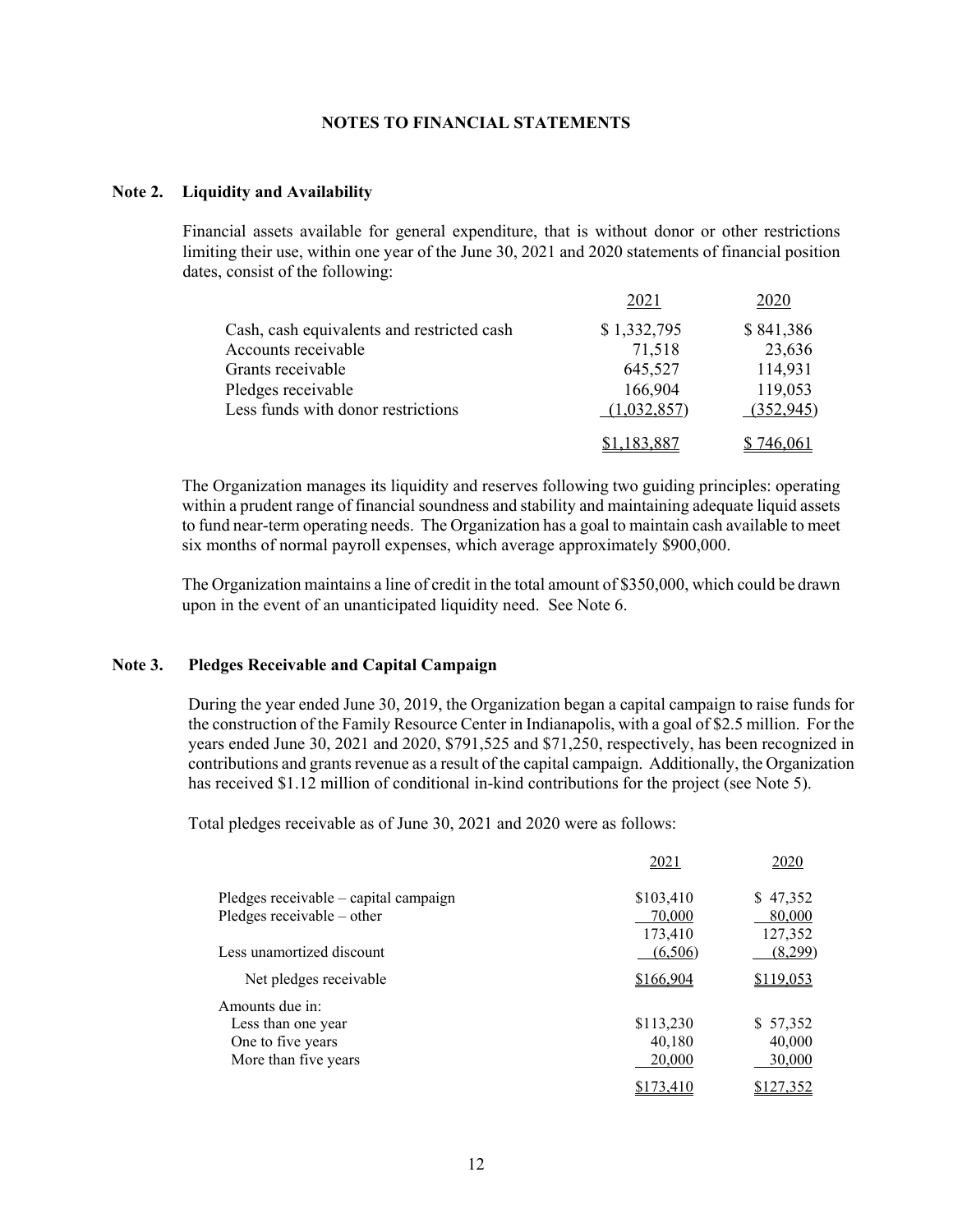## NOTES TO FINANCIAL STATEMENTS

### Note 2. Liquidity and Availability

Financial assets available for general expenditure, that is without donor or other restrictions limiting their use, within one year of the June 30, 2021 and 2020 statements of financial position dates, consist of the following:

| | 2021 | 2020 |
|---|---|---|
| Cash, cash equivalents and restricted cash | $ 1,332,795 | $ 841,386 |
| Accounts receivable | 71,518 | 23,636 |
| Grants receivable | 645,527 | 114,931 |
| Pledges receivable | 166,904 | 119,053 |
| Less funds with donor restrictions | (1,032,857) | (352,945) |
| | $1,183,887 | $ 746,061 |

The Organization manages its liquidity and reserves following two guiding principles: operating within a prudent range of financial soundness and stability and maintaining adequate liquid assets to fund near-term operating needs. The Organization has a goal to maintain cash available to meet six months of normal payroll expenses, which average approximately $900,000.

The Organization maintains a line of credit in the total amount of $350,000, which could be drawn upon in the event of an unanticipated liquidity need. See Note 6.

### Note 3. Pledges Receivable and Capital Campaign

During the year ended June 30, 2019, the Organization began a capital campaign to raise funds for the construction of the Family Resource Center in Indianapolis, with a goal of $2.5 million. For the years ended June 30, 2021 and 2020, $791,525 and $71,250, respectively, has been recognized in contributions and grants revenue as a result of the capital campaign. Additionally, the Organization has received $1.12 million of conditional in-kind contributions for the project (see Note 5).

Total pledges receivable as of June 30, 2021 and 2020 were as follows:

| | 2021 | 2020 |
|---|---|---|
| Pledges receivable – capital campaign | $103,410 | $ 47,352 |
| Pledges receivable – other | 70,000 | 80,000 |
| | 173,410 | 127,352 |
| Less unamortized discount | (6,506) | (8,299) |
| Net pledges receivable | $166,904 | $119,053 |
| Amounts due in: | | |
| Less than one year | $113,230 | $ 57,352 |
| One to five years | 40,180 | 40,000 |
| More than five years | 20,000 | 30,000 |
| | $173,410 | $127,352 |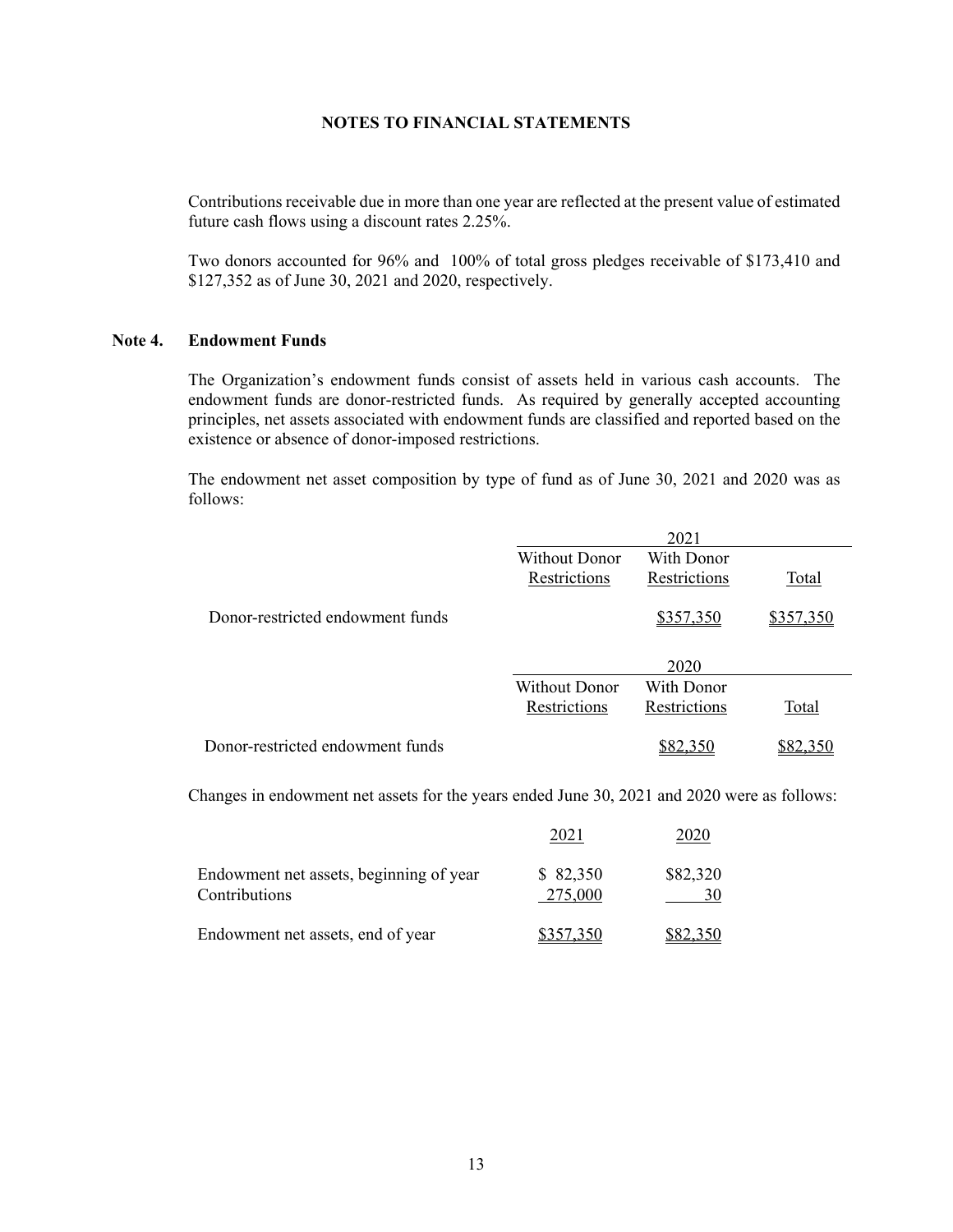## NOTES TO FINANCIAL STATEMENTS

Contributions receivable due in more than one year are reflected at the present value of estimated future cash flows using a discount rates 2.25%.

Two donors accounted for 96% and 100% of total gross pledges receivable of $173,410 and $127,352 as of June 30, 2021 and 2020, respectively.

### Note 4. Endowment Funds

The Organization's endowment funds consist of assets held in various cash accounts. The endowment funds are donor-restricted funds. As required by generally accepted accounting principles, net assets associated with endowment funds are classified and reported based on the existence or absence of donor-imposed restrictions.

The endowment net asset composition by type of fund as of June 30, 2021 and 2020 was as follows:

| | 2021 | | |
|---|---|---|---|
| | Without Donor Restrictions | With Donor Restrictions | Total |
| Donor-restricted endowment funds | | $357,350 | $357,350 |

| | 2020 | | |
|---|---|---|---|
| | Without Donor Restrictions | With Donor Restrictions | Total |
| Donor-restricted endowment funds | | $82,350 | $82,350 |

Changes in endowment net assets for the years ended June 30, 2021 and 2020 were as follows:

| | 2021 | 2020 |
|---|---|---|
| Endowment net assets, beginning of year | $ 82,350 | $82,320 |
| Contributions | 275,000 | 30 |
| Endowment net assets, end of year | $357,350 | $82,350 |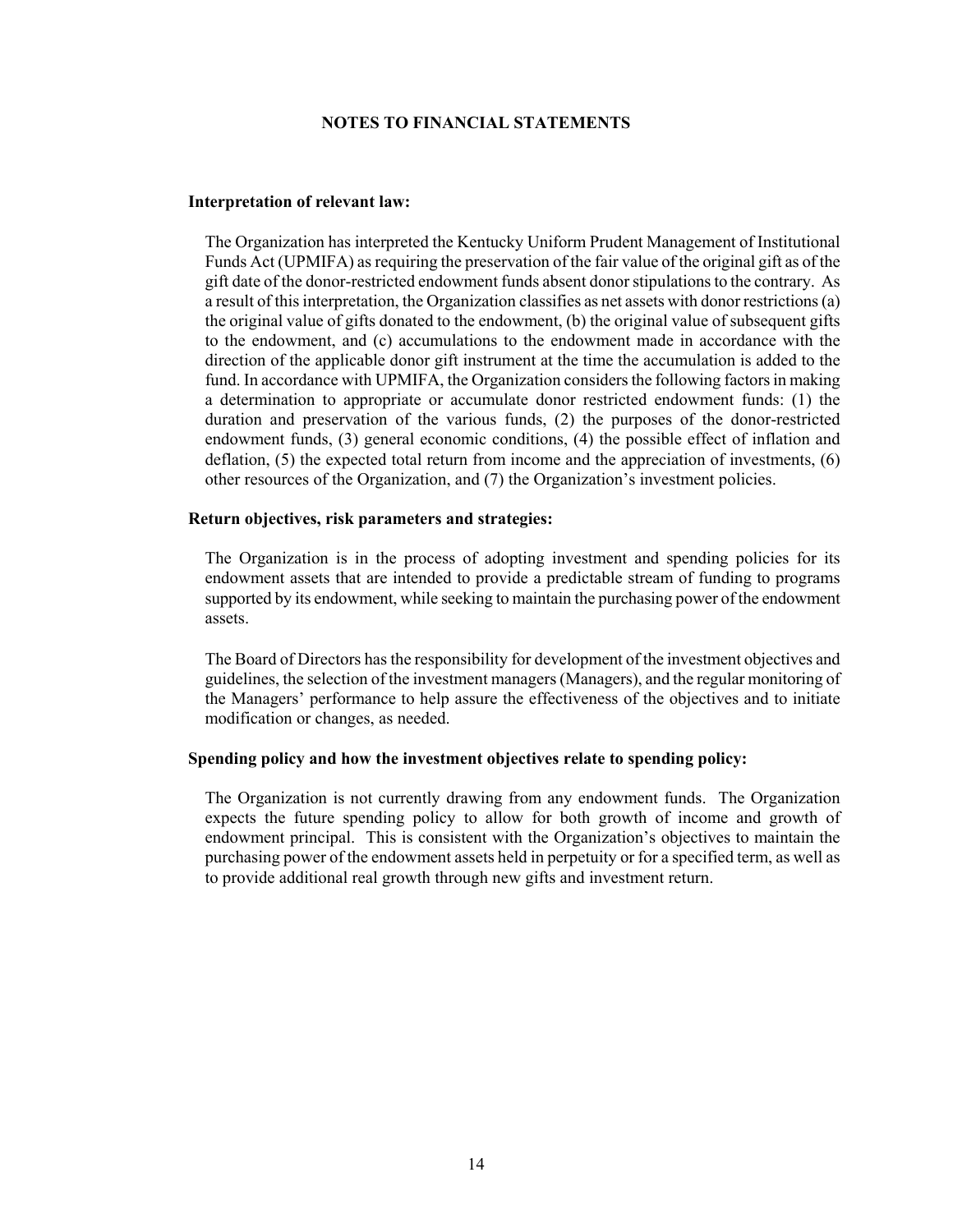# NOTES TO FINANCIAL STATEMENTS

### Interpretation of relevant law:

The Organization has interpreted the Kentucky Uniform Prudent Management of Institutional Funds Act (UPMIFA) as requiring the preservation of the fair value of the original gift as of the gift date of the donor-restricted endowment funds absent donor stipulations to the contrary. As a result of this interpretation, the Organization classifies as net assets with donor restrictions (a) the original value of gifts donated to the endowment, (b) the original value of subsequent gifts to the endowment, and (c) accumulations to the endowment made in accordance with the direction of the applicable donor gift instrument at the time the accumulation is added to the fund. In accordance with UPMIFA, the Organization considers the following factors in making a determination to appropriate or accumulate donor restricted endowment funds: (1) the duration and preservation of the various funds, (2) the purposes of the donor-restricted endowment funds, (3) general economic conditions, (4) the possible effect of inflation and deflation, (5) the expected total return from income and the appreciation of investments, (6) other resources of the Organization, and (7) the Organization's investment policies.

### Return objectives, risk parameters and strategies:

The Organization is in the process of adopting investment and spending policies for its endowment assets that are intended to provide a predictable stream of funding to programs supported by its endowment, while seeking to maintain the purchasing power of the endowment assets.

The Board of Directors has the responsibility for development of the investment objectives and guidelines, the selection of the investment managers (Managers), and the regular monitoring of the Managers' performance to help assure the effectiveness of the objectives and to initiate modification or changes, as needed.

### Spending policy and how the investment objectives relate to spending policy:

The Organization is not currently drawing from any endowment funds. The Organization expects the future spending policy to allow for both growth of income and growth of endowment principal. This is consistent with the Organization's objectives to maintain the purchasing power of the endowment assets held in perpetuity or for a specified term, as well as to provide additional real growth through new gifts and investment return.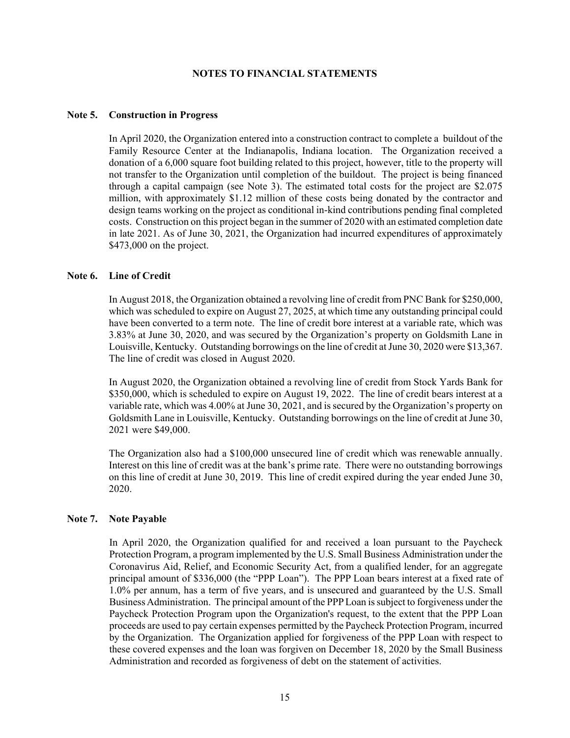# NOTES TO FINANCIAL STATEMENTS

## Note 5. Construction in Progress

In April 2020, the Organization entered into a construction contract to complete a buildout of the Family Resource Center at the Indianapolis, Indiana location. The Organization received a donation of a 6,000 square foot building related to this project, however, title to the property will not transfer to the Organization until completion of the buildout. The project is being financed through a capital campaign (see Note 3). The estimated total costs for the project are $2.075 million, with approximately $1.12 million of these costs being donated by the contractor and design teams working on the project as conditional in-kind contributions pending final completed costs. Construction on this project began in the summer of 2020 with an estimated completion date in late 2021. As of June 30, 2021, the Organization had incurred expenditures of approximately $473,000 on the project.

## Note 6. Line of Credit

In August 2018, the Organization obtained a revolving line of credit from PNC Bank for $250,000, which was scheduled to expire on August 27, 2025, at which time any outstanding principal could have been converted to a term note. The line of credit bore interest at a variable rate, which was 3.83% at June 30, 2020, and was secured by the Organization's property on Goldsmith Lane in Louisville, Kentucky. Outstanding borrowings on the line of credit at June 30, 2020 were $13,367. The line of credit was closed in August 2020.

In August 2020, the Organization obtained a revolving line of credit from Stock Yards Bank for $350,000, which is scheduled to expire on August 19, 2022. The line of credit bears interest at a variable rate, which was 4.00% at June 30, 2021, and is secured by the Organization's property on Goldsmith Lane in Louisville, Kentucky. Outstanding borrowings on the line of credit at June 30, 2021 were $49,000.

The Organization also had a $100,000 unsecured line of credit which was renewable annually. Interest on this line of credit was at the bank's prime rate. There were no outstanding borrowings on this line of credit at June 30, 2019. This line of credit expired during the year ended June 30, 2020.

## Note 7. Note Payable

In April 2020, the Organization qualified for and received a loan pursuant to the Paycheck Protection Program, a program implemented by the U.S. Small Business Administration under the Coronavirus Aid, Relief, and Economic Security Act, from a qualified lender, for an aggregate principal amount of $336,000 (the "PPP Loan"). The PPP Loan bears interest at a fixed rate of 1.0% per annum, has a term of five years, and is unsecured and guaranteed by the U.S. Small Business Administration. The principal amount of the PPP Loan is subject to forgiveness under the Paycheck Protection Program upon the Organization's request, to the extent that the PPP Loan proceeds are used to pay certain expenses permitted by the Paycheck Protection Program, incurred by the Organization. The Organization applied for forgiveness of the PPP Loan with respect to these covered expenses and the loan was forgiven on December 18, 2020 by the Small Business Administration and recorded as forgiveness of debt on the statement of activities.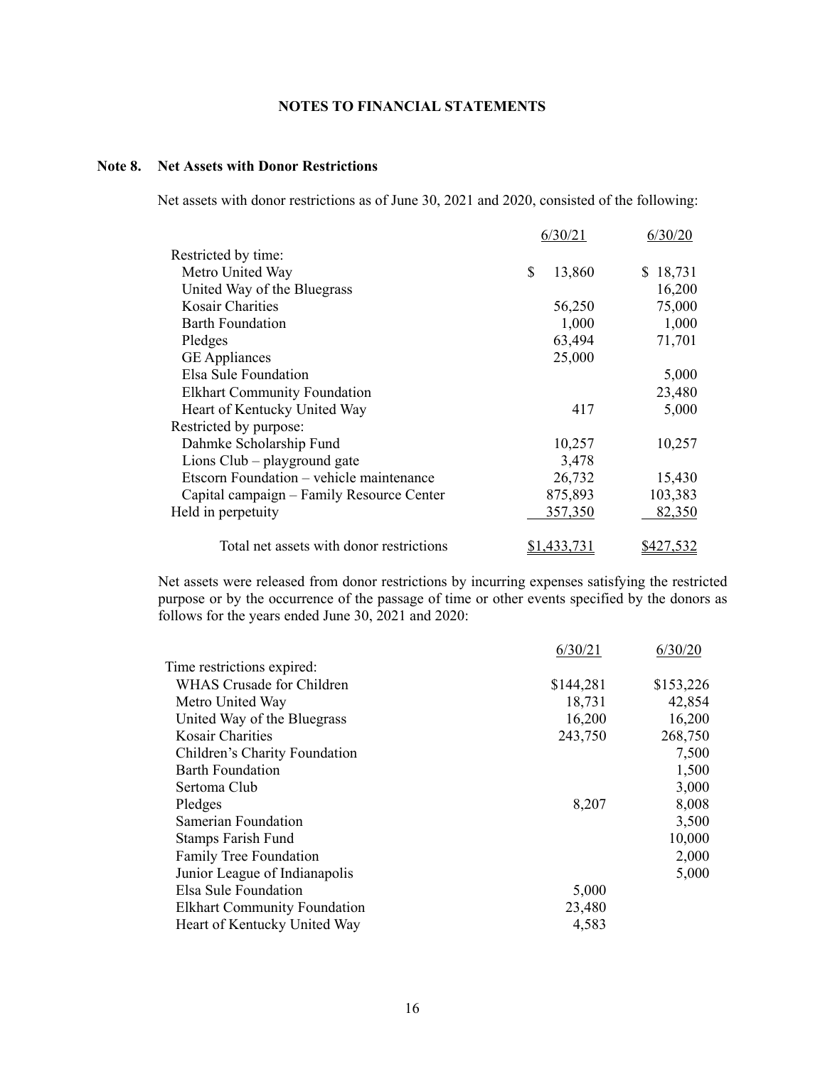## NOTES TO FINANCIAL STATEMENTS

### Note 8. Net Assets with Donor Restrictions

Net assets with donor restrictions as of June 30, 2021 and 2020, consisted of the following:

| | 6/30/21 | 6/30/20 |
|---|---|---|
| Restricted by time: | | |
| Metro United Way | $ 13,860 | $ 18,731 |
| United Way of the Bluegrass | | 16,200 |
| Kosair Charities | 56,250 | 75,000 |
| Barth Foundation | 1,000 | 1,000 |
| Pledges | 63,494 | 71,701 |
| GE Appliances | 25,000 | |
| Elsa Sule Foundation | | 5,000 |
| Elkhart Community Foundation | | 23,480 |
| Heart of Kentucky United Way | 417 | 5,000 |
| Restricted by purpose: | | |
| Dahmke Scholarship Fund | 10,257 | 10,257 |
| Lions Club – playground gate | 3,478 | |
| Etscorn Foundation – vehicle maintenance | 26,732 | 15,430 |
| Capital campaign – Family Resource Center | 875,893 | 103,383 |
| Held in perpetuity | 357,350 | 82,350 |
| Total net assets with donor restrictions | $1,433,731 | $427,532 |

Net assets were released from donor restrictions by incurring expenses satisfying the restricted purpose or by the occurrence of the passage of time or other events specified by the donors as follows for the years ended June 30, 2021 and 2020:

| | 6/30/21 | 6/30/20 |
|---|---|---|
| Time restrictions expired: | | |
| WHAS Crusade for Children | $144,281 | $153,226 |
| Metro United Way | 18,731 | 42,854 |
| United Way of the Bluegrass | 16,200 | 16,200 |
| Kosair Charities | 243,750 | 268,750 |
| Children's Charity Foundation | | 7,500 |
| Barth Foundation | | 1,500 |
| Sertoma Club | | 3,000 |
| Pledges | 8,207 | 8,008 |
| Samerian Foundation | | 3,500 |
| Stamps Farish Fund | | 10,000 |
| Family Tree Foundation | | 2,000 |
| Junior League of Indianapolis | | 5,000 |
| Elsa Sule Foundation | 5,000 | |
| Elkhart Community Foundation | 23,480 | |
| Heart of Kentucky United Way | 4,583 | |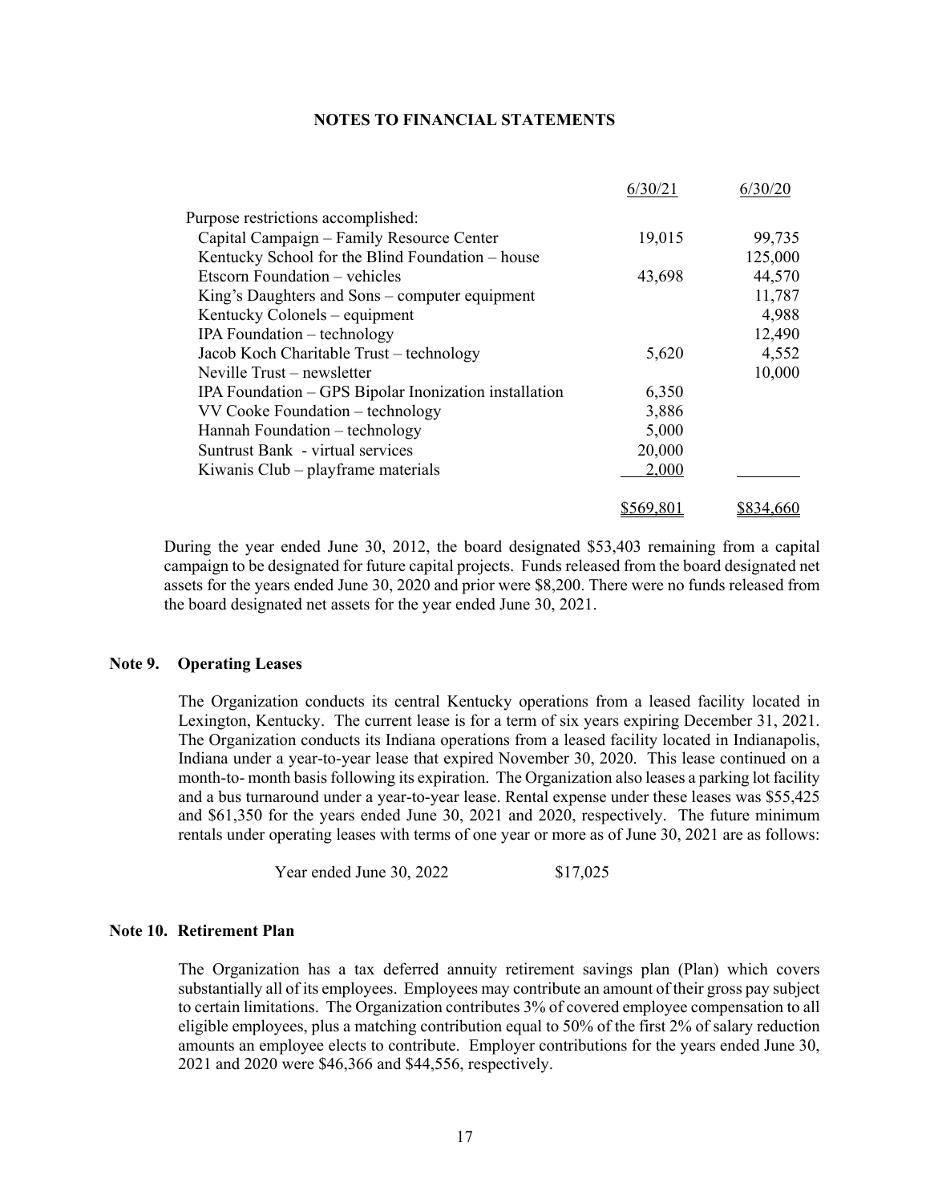## NOTES TO FINANCIAL STATEMENTS

| | 6/30/21 | 6/30/20 |
|---|---|---|
| Purpose restrictions accomplished: | | |
| Capital Campaign – Family Resource Center | 19,015 | 99,735 |
| Kentucky School for the Blind Foundation – house | | 125,000 |
| Etscorn Foundation – vehicles | 43,698 | 44,570 |
| King's Daughters and Sons – computer equipment | | 11,787 |
| Kentucky Colonels – equipment | | 4,988 |
| IPA Foundation – technology | | 12,490 |
| Jacob Koch Charitable Trust – technology | 5,620 | 4,552 |
| Neville Trust – newsletter | | 10,000 |
| IPA Foundation – GPS Bipolar Inonization installation | 6,350 | |
| VV Cooke Foundation – technology | 3,886 | |
| Hannah Foundation – technology | 5,000 | |
| Suntrust Bank - virtual services | 20,000 | |
| Kiwanis Club – playframe materials | 2,000 | |
| | $569,801 | $834,660 |

During the year ended June 30, 2012, the board designated $53,403 remaining from a capital campaign to be designated for future capital projects. Funds released from the board designated net assets for the years ended June 30, 2020 and prior were $8,200. There were no funds released from the board designated net assets for the year ended June 30, 2021.

### Note 9. Operating Leases

The Organization conducts its central Kentucky operations from a leased facility located in Lexington, Kentucky. The current lease is for a term of six years expiring December 31, 2021. The Organization conducts its Indiana operations from a leased facility located in Indianapolis, Indiana under a year-to-year lease that expired November 30, 2020. This lease continued on a month-to- month basis following its expiration. The Organization also leases a parking lot facility and a bus turnaround under a year-to-year lease. Rental expense under these leases was $55,425 and $61,350 for the years ended June 30, 2021 and 2020, respectively. The future minimum rentals under operating leases with terms of one year or more as of June 30, 2021 are as follows:

| | |
|---|---|
| Year ended June 30, 2022 | $17,025 |

### Note 10. Retirement Plan

The Organization has a tax deferred annuity retirement savings plan (Plan) which covers substantially all of its employees. Employees may contribute an amount of their gross pay subject to certain limitations. The Organization contributes 3% of covered employee compensation to all eligible employees, plus a matching contribution equal to 50% of the first 2% of salary reduction amounts an employee elects to contribute. Employer contributions for the years ended June 30, 2021 and 2020 were $46,366 and $44,556, respectively.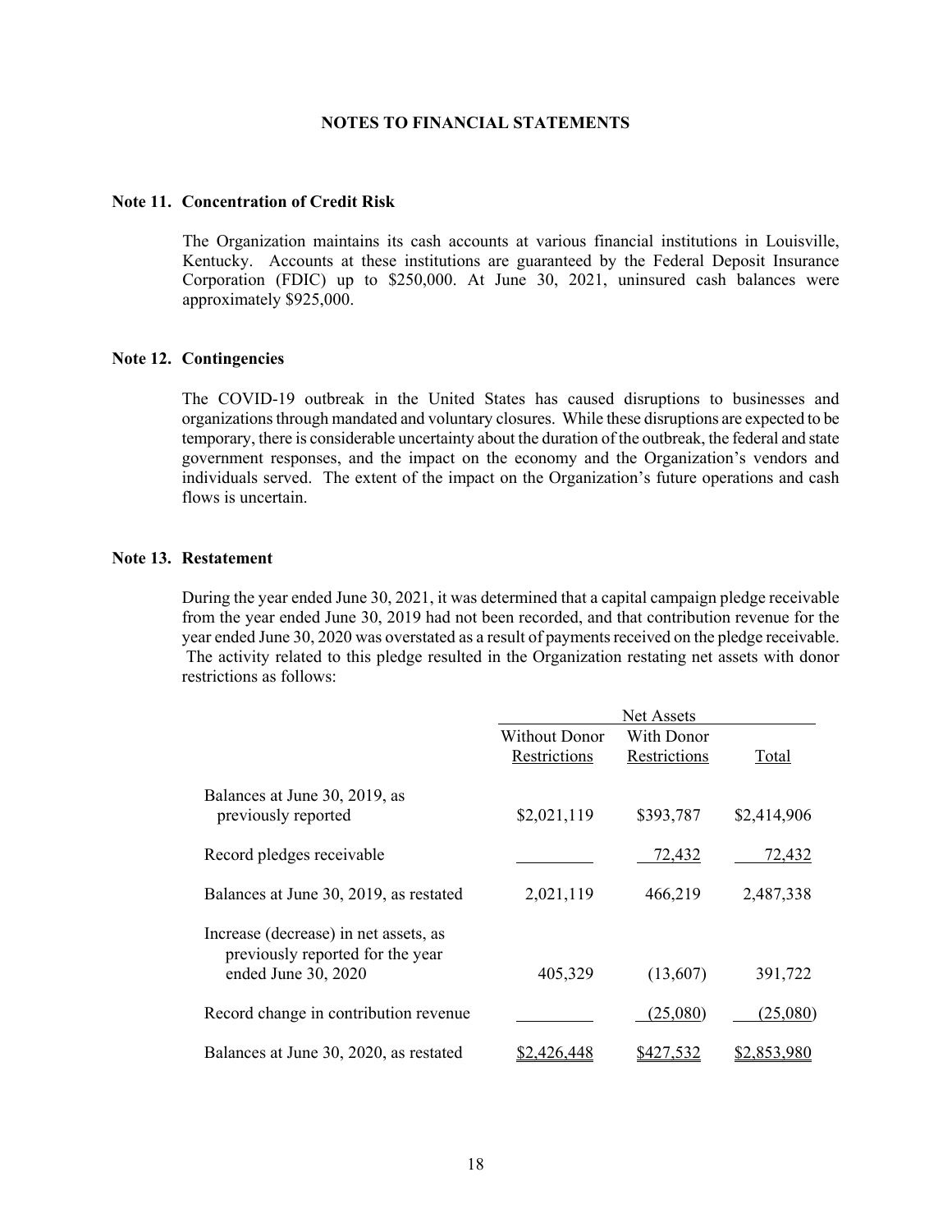## NOTES TO FINANCIAL STATEMENTS

### Note 11. Concentration of Credit Risk

The Organization maintains its cash accounts at various financial institutions in Louisville, Kentucky. Accounts at these institutions are guaranteed by the Federal Deposit Insurance Corporation (FDIC) up to $250,000. At June 30, 2021, uninsured cash balances were approximately $925,000.

### Note 12. Contingencies

The COVID-19 outbreak in the United States has caused disruptions to businesses and organizations through mandated and voluntary closures. While these disruptions are expected to be temporary, there is considerable uncertainty about the duration of the outbreak, the federal and state government responses, and the impact on the economy and the Organization's vendors and individuals served. The extent of the impact on the Organization's future operations and cash flows is uncertain.

### Note 13. Restatement

During the year ended June 30, 2021, it was determined that a capital campaign pledge receivable from the year ended June 30, 2019 had not been recorded, and that contribution revenue for the year ended June 30, 2020 was overstated as a result of payments received on the pledge receivable. The activity related to this pledge resulted in the Organization restating net assets with donor restrictions as follows:

| | Net Assets | | |
|---|---|---|---|
| | Without Donor Restrictions | With Donor Restrictions | Total |
| Balances at June 30, 2019, as previously reported | $2,021,119 | $393,787 | $2,414,906 |
| Record pledges receivable | | 72,432 | 72,432 |
| Balances at June 30, 2019, as restated | 2,021,119 | 466,219 | 2,487,338 |
| Increase (decrease) in net assets, as previously reported for the year ended June 30, 2020 | 405,329 | (13,607) | 391,722 |
| Record change in contribution revenue | | (25,080) | (25,080) |
| Balances at June 30, 2020, as restated | $2,426,448 | $427,532 | $2,853,980 |